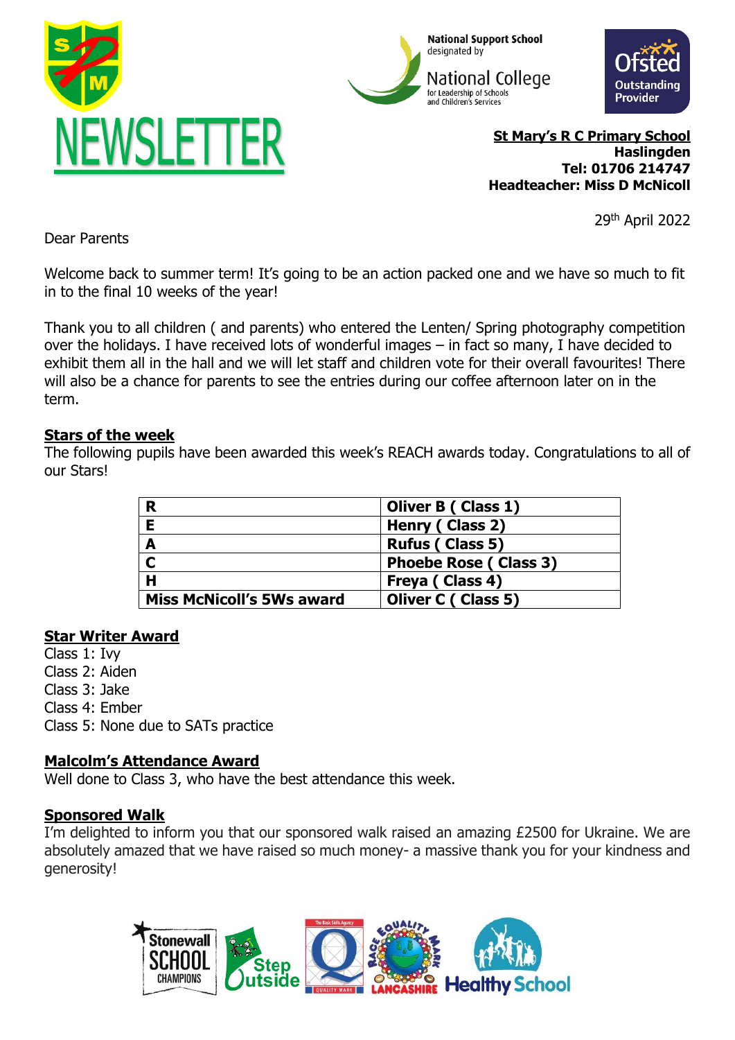# NEWSLETTER

National Support School designated by National College for Leadership of Schools and Children's Services

Ofsted Outstanding Provider

**St Mary's R C Primary School**
**Haslingden**
**Tel: 01706 214747**
**Headteacher: Miss D McNicoll**

29th April 2022

Dear Parents

Welcome back to summer term! It's going to be an action packed one and we have so much to fit in to the final 10 weeks of the year!

Thank you to all children ( and parents) who entered the Lenten/ Spring photography competition over the holidays. I have received lots of wonderful images – in fact so many, I have decided to exhibit them all in the hall and we will let staff and children vote for their overall favourites! There will also be a chance for parents to see the entries during our coffee afternoon later on in the term.

## Stars of the week

The following pupils have been awarded this week's REACH awards today. Congratulations to all of our Stars!

| | |
|---|---|
| **R** | **Oliver B ( Class 1)** |
| **E** | **Henry ( Class 2)** |
| **A** | **Rufus ( Class 5)** |
| **C** | **Phoebe Rose ( Class 3)** |
| **H** | **Freya ( Class 4)** |
| **Miss McNicoll's 5Ws award** | **Oliver C ( Class 5)** |

## Star Writer Award

Class 1: Ivy
Class 2: Aiden
Class 3: Jake
Class 4: Ember
Class 5: None due to SATs practice

## Malcolm's Attendance Award

Well done to Class 3, who have the best attendance this week.

## Sponsored Walk

I'm delighted to inform you that our sponsored walk raised an amazing £2500 for Ukraine. We are absolutely amazed that we have raised so much money- a massive thank you for your kindness and generosity!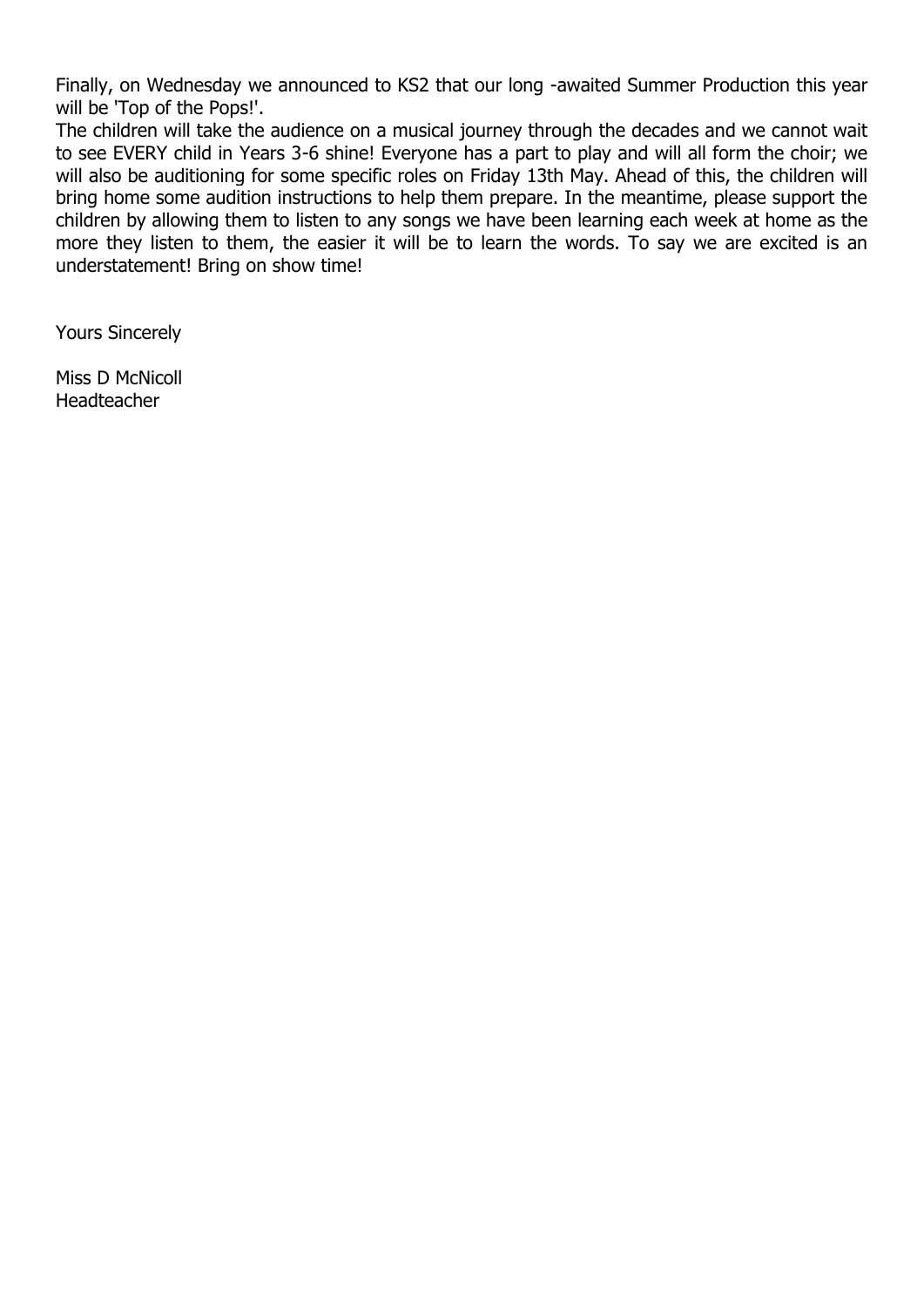Finally, on Wednesday we announced to KS2 that our long -awaited Summer Production this year will be 'Top of the Pops!'.

The children will take the audience on a musical journey through the decades and we cannot wait to see EVERY child in Years 3-6 shine! Everyone has a part to play and will all form the choir; we will also be auditioning for some specific roles on Friday 13th May. Ahead of this, the children will bring home some audition instructions to help them prepare. In the meantime, please support the children by allowing them to listen to any songs we have been learning each week at home as the more they listen to them, the easier it will be to learn the words. To say we are excited is an understatement! Bring on show time!

Yours Sincerely

Miss D McNicoll
Headteacher